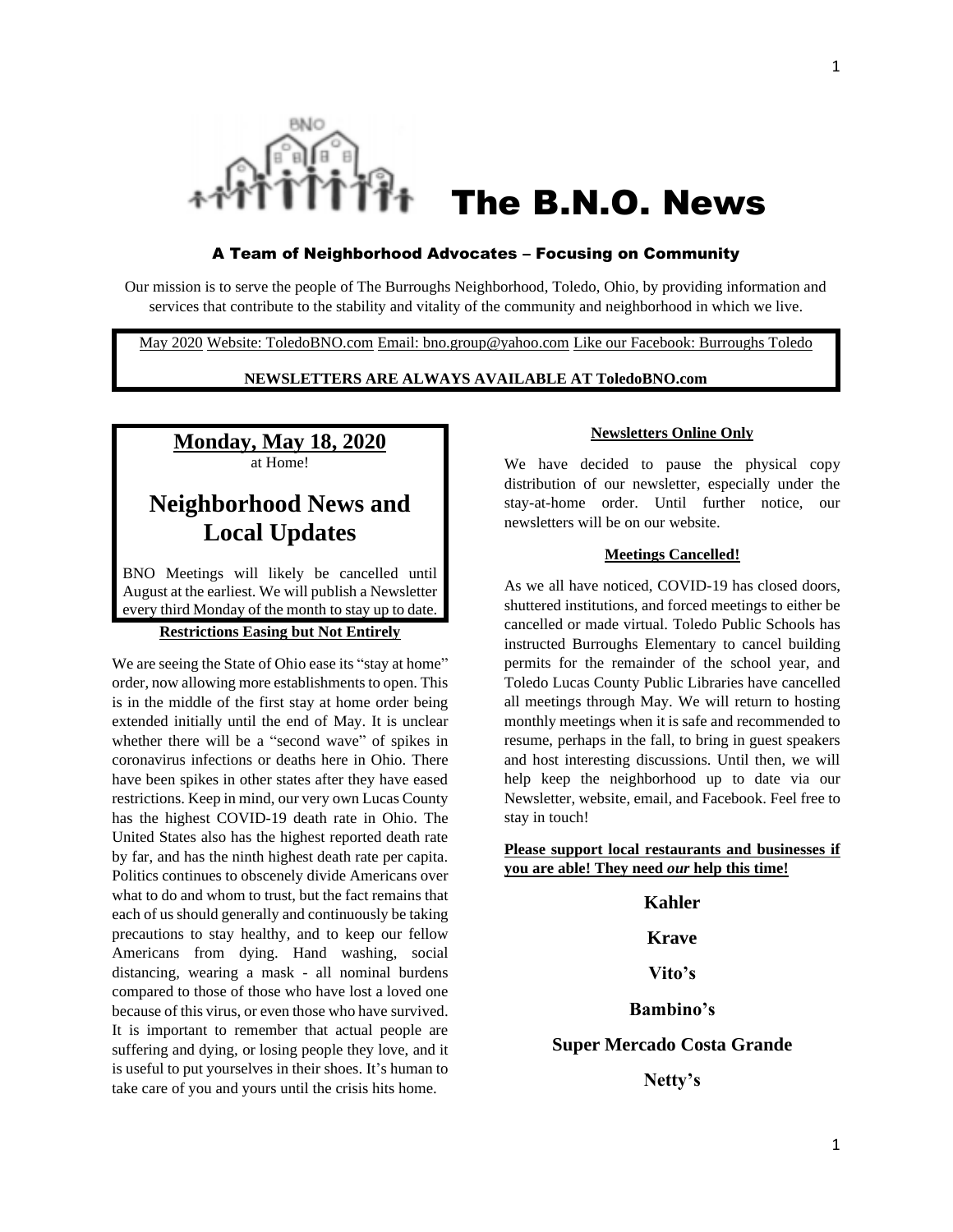# The B.N.O. News

### A Team of Neighborhood Advocates – Focusing on Community

Our mission is to serve the people of The Burroughs Neighborhood, Toledo, Ohio, by providing information and services that contribute to the stability and vitality of the community and neighborhood in which we live.

May 2020 Website: ToledoBNO.com Email: bno.group@yahoo.com Like our Facebook: Burroughs Toledo

**NEWSLETTERS ARE ALWAYS AVAILABLE AT ToledoBNO.com**

**Monday, May 18, 2020**

at Home!

## Neighborhood News and Local Updates

BNO Meetings will likely be cancelled until August at the earliest. We will publish a Newsletter every third Monday of the month to stay up to date.

**Restrictions Easing but Not Entirely**

We are seeing the State of Ohio ease its "stay at home" order, now allowing more establishments to open. This is in the middle of the first stay at home order being extended initially until the end of May. It is unclear whether there will be a "second wave" of spikes in coronavirus infections or deaths here in Ohio. There have been spikes in other states after they have eased restrictions. Keep in mind, our very own Lucas County has the highest COVID-19 death rate in Ohio. The United States also has the highest reported death rate by far, and has the ninth highest death rate per capita. Politics continues to obscenely divide Americans over what to do and whom to trust, but the fact remains that each of us should generally and continuously be taking precautions to stay healthy, and to keep our fellow Americans from dying. Hand washing, social distancing, wearing a mask - all nominal burdens compared to those of those who have lost a loved one because of this virus, or even those who have survived. It is important to remember that actual people are suffering and dying, or losing people they love, and it is useful to put yourselves in their shoes. It's human to take care of you and yours until the crisis hits home.

**Newsletters Online Only**

We have decided to pause the physical copy distribution of our newsletter, especially under the stay-at-home order. Until further notice, our newsletters will be on our website.

**Meetings Cancelled!**

As we all have noticed, COVID-19 has closed doors, shuttered institutions, and forced meetings to either be cancelled or made virtual. Toledo Public Schools has instructed Burroughs Elementary to cancel building permits for the remainder of the school year, and Toledo Lucas County Public Libraries have cancelled all meetings through May. We will return to hosting monthly meetings when it is safe and recommended to resume, perhaps in the fall, to bring in guest speakers and host interesting discussions. Until then, we will help keep the neighborhood up to date via our Newsletter, website, email, and Facebook. Feel free to stay in touch!

**Please support local restaurants and businesses if you are able! They need *our* help this time!**

**Kahler**

**Krave**

**Vito's**

**Bambino's**

**Super Mercado Costa Grande**

**Netty's**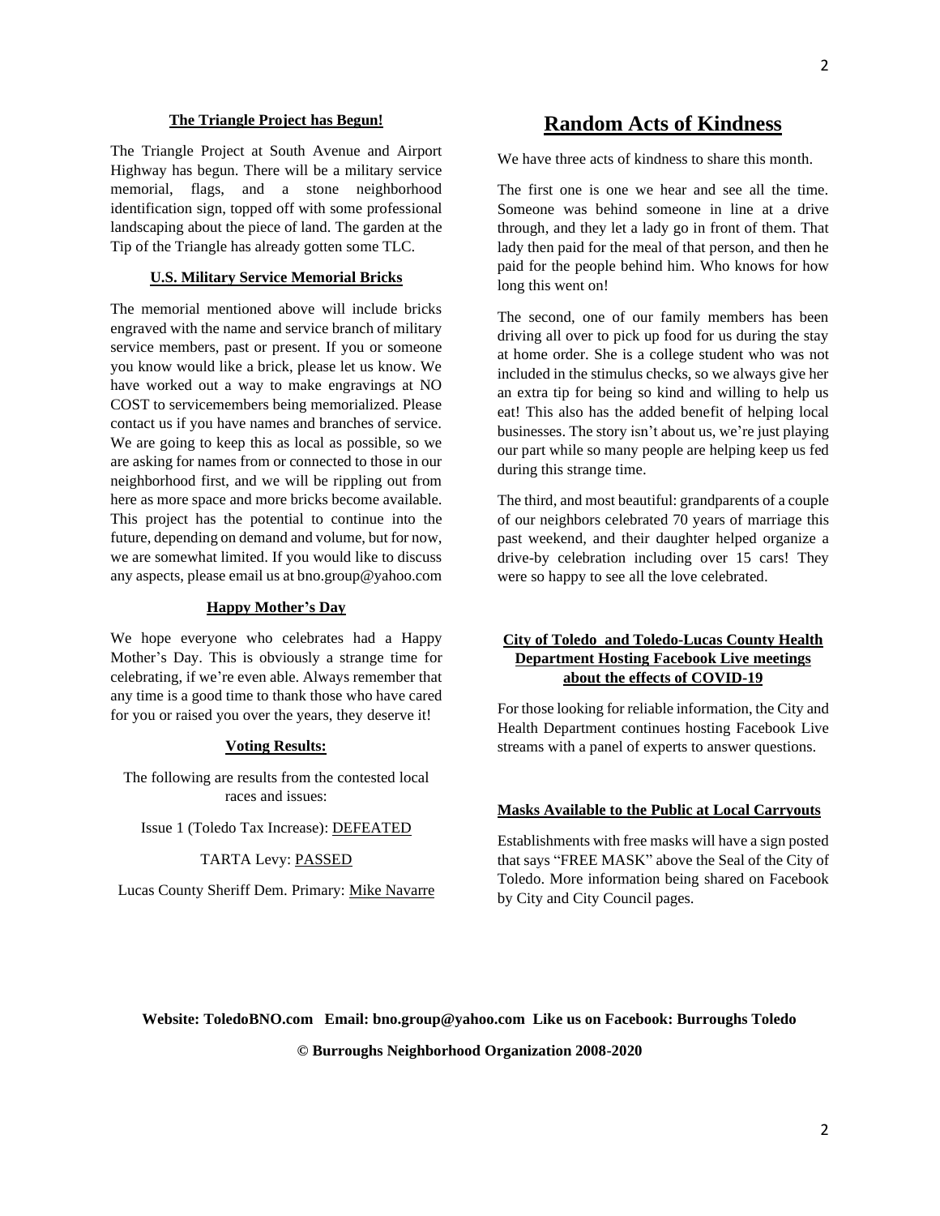### The Triangle Project has Begun!

The Triangle Project at South Avenue and Airport Highway has begun. There will be a military service memorial, flags, and a stone neighborhood identification sign, topped off with some professional landscaping about the piece of land. The garden at the Tip of the Triangle has already gotten some TLC.

### U.S. Military Service Memorial Bricks

The memorial mentioned above will include bricks engraved with the name and service branch of military service members, past or present. If you or someone you know would like a brick, please let us know. We have worked out a way to make engravings at NO COST to servicemembers being memorialized. Please contact us if you have names and branches of service. We are going to keep this as local as possible, so we are asking for names from or connected to those in our neighborhood first, and we will be rippling out from here as more space and more bricks become available. This project has the potential to continue into the future, depending on demand and volume, but for now, we are somewhat limited. If you would like to discuss any aspects, please email us at bno.group@yahoo.com

### Happy Mother's Day

We hope everyone who celebrates had a Happy Mother's Day. This is obviously a strange time for celebrating, if we're even able. Always remember that any time is a good time to thank those who have cared for you or raised you over the years, they deserve it!

### Voting Results:

The following are results from the contested local races and issues:

Issue 1 (Toledo Tax Increase): DEFEATED

TARTA Levy: PASSED

Lucas County Sheriff Dem. Primary: Mike Navarre

## Random Acts of Kindness

We have three acts of kindness to share this month.

The first one is one we hear and see all the time. Someone was behind someone in line at a drive through, and they let a lady go in front of them. That lady then paid for the meal of that person, and then he paid for the people behind him. Who knows for how long this went on!

The second, one of our family members has been driving all over to pick up food for us during the stay at home order. She is a college student who was not included in the stimulus checks, so we always give her an extra tip for being so kind and willing to help us eat! This also has the added benefit of helping local businesses. The story isn't about us, we're just playing our part while so many people are helping keep us fed during this strange time.

The third, and most beautiful: grandparents of a couple of our neighbors celebrated 70 years of marriage this past weekend, and their daughter helped organize a drive-by celebration including over 15 cars! They were so happy to see all the love celebrated.

### City of Toledo and Toledo-Lucas County Health Department Hosting Facebook Live meetings about the effects of COVID-19

For those looking for reliable information, the City and Health Department continues hosting Facebook Live streams with a panel of experts to answer questions.

### Masks Available to the Public at Local Carryouts

Establishments with free masks will have a sign posted that says "FREE MASK" above the Seal of the City of Toledo. More information being shared on Facebook by City and City Council pages.

**Website: ToledoBNO.com Email: bno.group@yahoo.com Like us on Facebook: Burroughs Toledo**

**© Burroughs Neighborhood Organization 2008-2020**